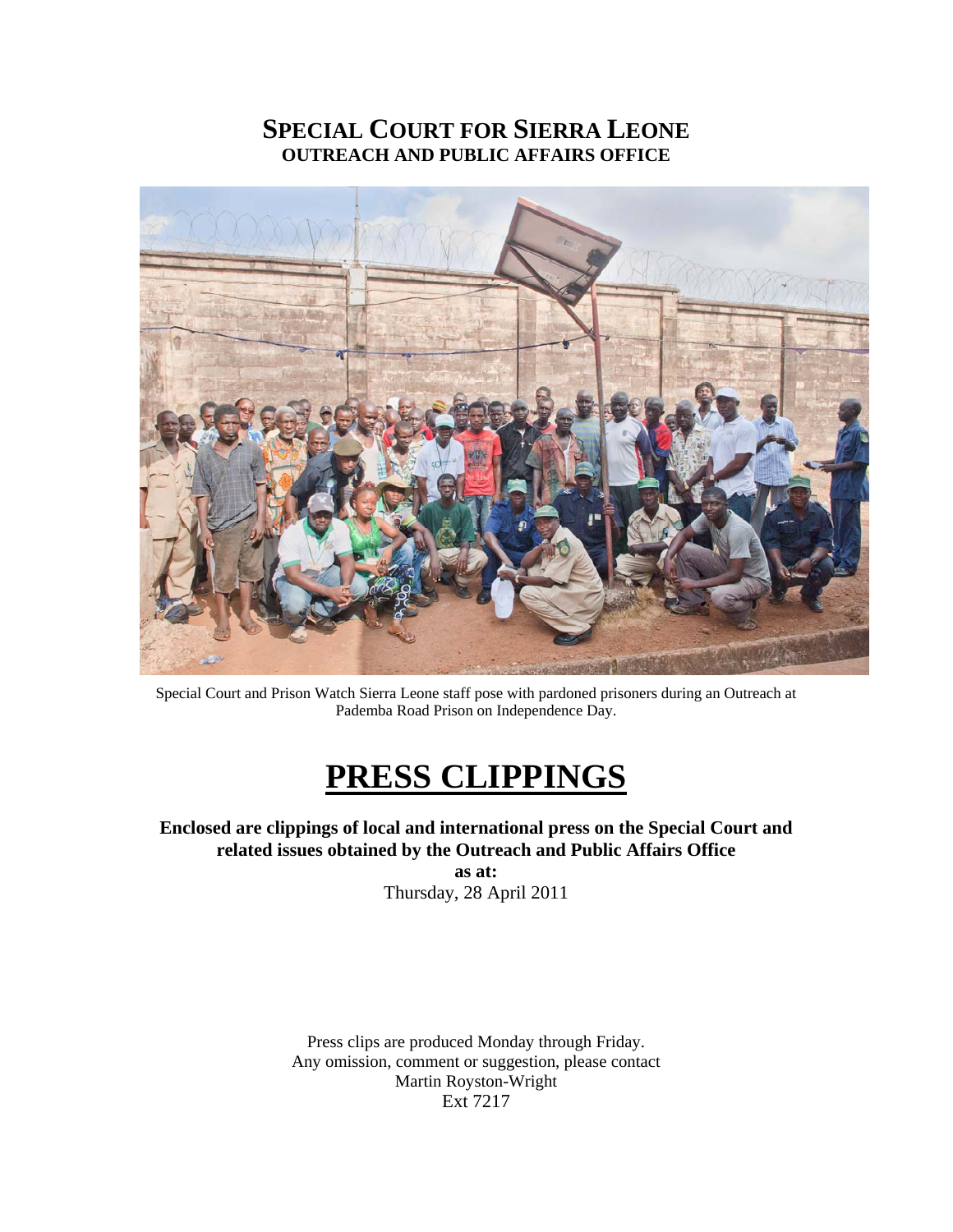# SPECIAL COURT FOR SIERRA LEONE
## OUTREACH AND PUBLIC AFFAIRS OFFICE

Special Court and Prison Watch Sierra Leone staff pose with pardoned prisoners during an Outreach at Pademba Road Prison on Independence Day.

# PRESS CLIPPINGS

**Enclosed are clippings of local and international press on the Special Court and related issues obtained by the Outreach and Public Affairs Office**

**as at:**

Thursday, 28 April 2011

Press clips are produced Monday through Friday.
Any omission, comment or suggestion, please contact
Martin Royston-Wright
Ext 7217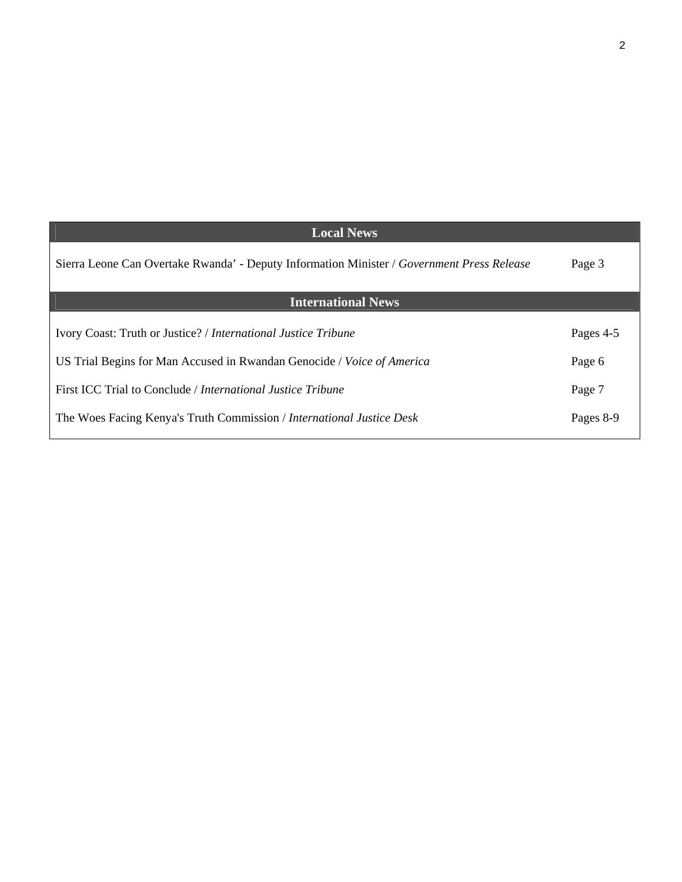## Local News

Sierra Leone Can Overtake Rwanda' - Deputy Information Minister / *Government Press Release* — Page 3

## International News

Ivory Coast: Truth or Justice? / *International Justice Tribune* — Pages 4-5

US Trial Begins for Man Accused in Rwandan Genocide / *Voice of America* — Page 6

First ICC Trial to Conclude / *International Justice Tribune* — Page 7

The Woes Facing Kenya's Truth Commission / *International Justice Desk* — Pages 8-9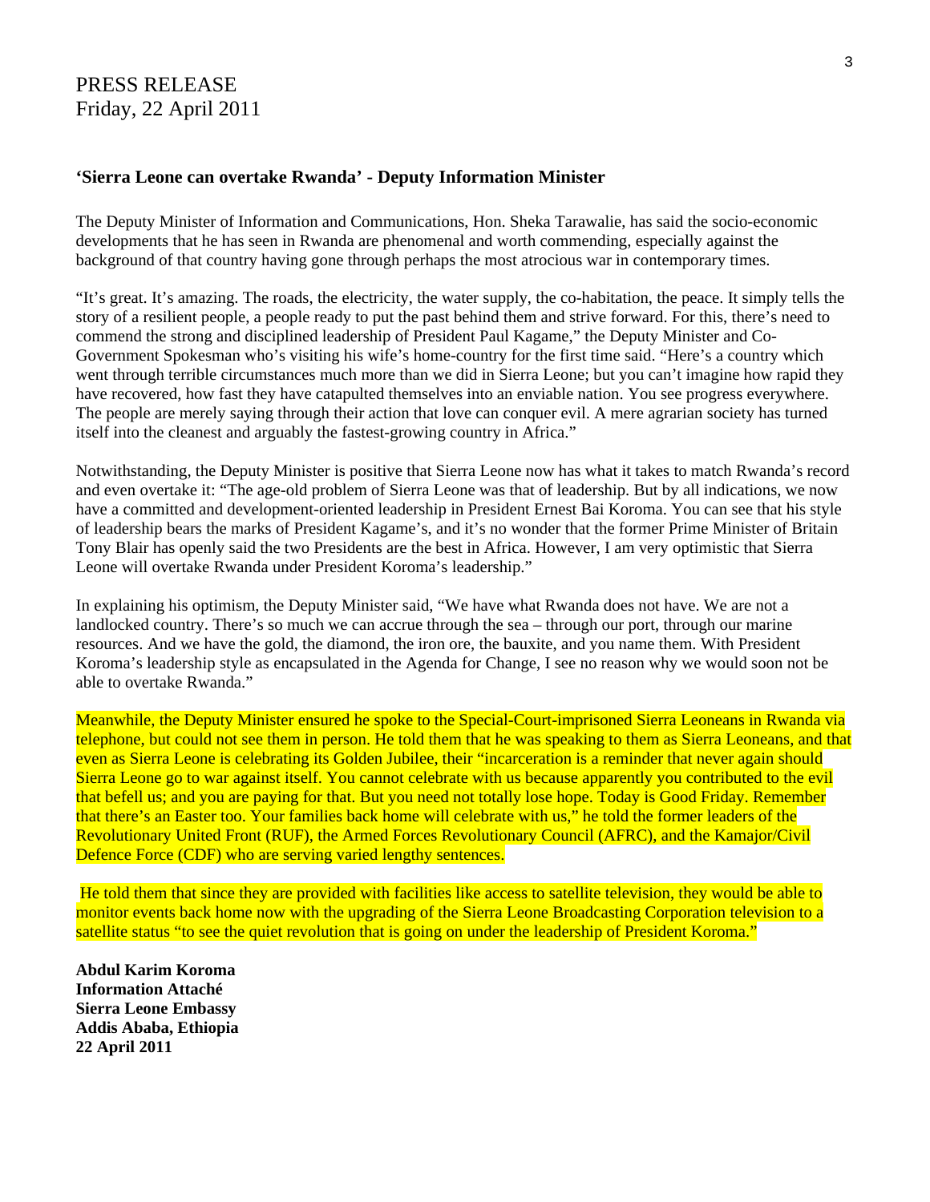PRESS RELEASE
Friday, 22 April 2011

**'Sierra Leone can overtake Rwanda' - Deputy Information Minister**

The Deputy Minister of Information and Communications, Hon. Sheka Tarawalie, has said the socio-economic developments that he has seen in Rwanda are phenomenal and worth commending, especially against the background of that country having gone through perhaps the most atrocious war in contemporary times.

"It's great. It's amazing. The roads, the electricity, the water supply, the co-habitation, the peace. It simply tells the story of a resilient people, a people ready to put the past behind them and strive forward. For this, there's need to commend the strong and disciplined leadership of President Paul Kagame," the Deputy Minister and Co-Government Spokesman who's visiting his wife's home-country for the first time said. "Here's a country which went through terrible circumstances much more than we did in Sierra Leone; but you can't imagine how rapid they have recovered, how fast they have catapulted themselves into an enviable nation. You see progress everywhere. The people are merely saying through their action that love can conquer evil. A mere agrarian society has turned itself into the cleanest and arguably the fastest-growing country in Africa."

Notwithstanding, the Deputy Minister is positive that Sierra Leone now has what it takes to match Rwanda's record and even overtake it: "The age-old problem of Sierra Leone was that of leadership. But by all indications, we now have a committed and development-oriented leadership in President Ernest Bai Koroma. You can see that his style of leadership bears the marks of President Kagame's, and it's no wonder that the former Prime Minister of Britain Tony Blair has openly said the two Presidents are the best in Africa. However, I am very optimistic that Sierra Leone will overtake Rwanda under President Koroma's leadership."

In explaining his optimism, the Deputy Minister said, "We have what Rwanda does not have. We are not a landlocked country. There's so much we can accrue through the sea – through our port, through our marine resources. And we have the gold, the diamond, the iron ore, the bauxite, and you name them. With President Koroma's leadership style as encapsulated in the Agenda for Change, I see no reason why we would soon not be able to overtake Rwanda."

Meanwhile, the Deputy Minister ensured he spoke to the Special-Court-imprisoned Sierra Leoneans in Rwanda via telephone, but could not see them in person. He told them that he was speaking to them as Sierra Leoneans, and that even as Sierra Leone is celebrating its Golden Jubilee, their "incarceration is a reminder that never again should Sierra Leone go to war against itself. You cannot celebrate with us because apparently you contributed to the evil that befell us; and you are paying for that. But you need not totally lose hope. Today is Good Friday. Remember that there's an Easter too. Your families back home will celebrate with us," he told the former leaders of the Revolutionary United Front (RUF), the Armed Forces Revolutionary Council (AFRC), and the Kamajor/Civil Defence Force (CDF) who are serving varied lengthy sentences.

He told them that since they are provided with facilities like access to satellite television, they would be able to monitor events back home now with the upgrading of the Sierra Leone Broadcasting Corporation television to a satellite status "to see the quiet revolution that is going on under the leadership of President Koroma."

**Abdul Karim Koroma**
**Information Attaché**
**Sierra Leone Embassy**
**Addis Ababa, Ethiopia**
**22 April 2011**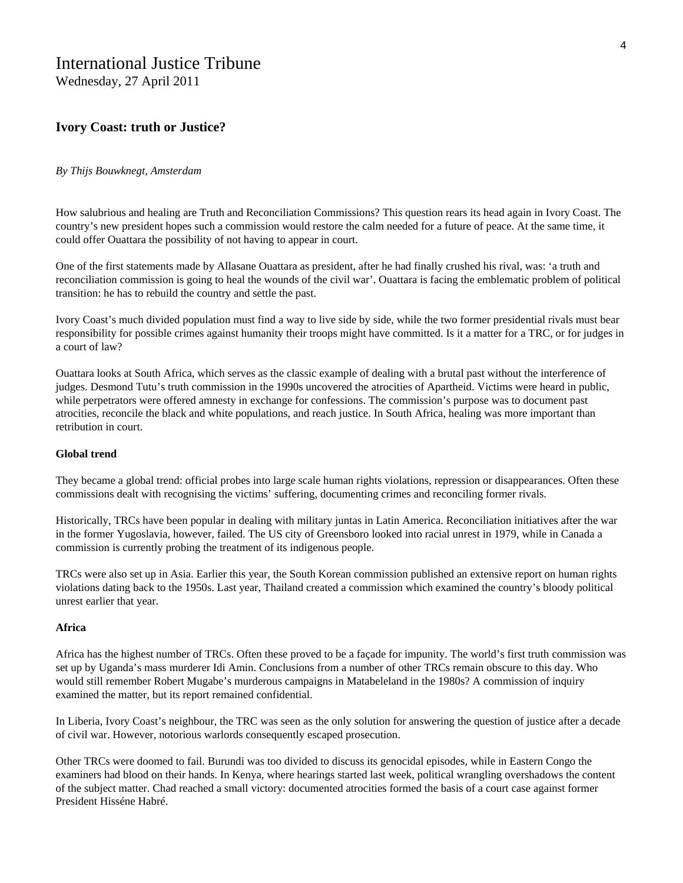# International Justice Tribune

Wednesday, 27 April 2011

## Ivory Coast: truth or Justice?

*By Thijs Bouwknegt, Amsterdam*

How salubrious and healing are Truth and Reconciliation Commissions? This question rears its head again in Ivory Coast. The country's new president hopes such a commission would restore the calm needed for a future of peace. At the same time, it could offer Ouattara the possibility of not having to appear in court.

One of the first statements made by Allasane Ouattara as president, after he had finally crushed his rival, was: 'a truth and reconciliation commission is going to heal the wounds of the civil war'. Ouattara is facing the emblematic problem of political transition: he has to rebuild the country and settle the past.

Ivory Coast's much divided population must find a way to live side by side, while the two former presidential rivals must bear responsibility for possible crimes against humanity their troops might have committed. Is it a matter for a TRC, or for judges in a court of law?

Ouattara looks at South Africa, which serves as the classic example of dealing with a brutal past without the interference of judges. Desmond Tutu's truth commission in the 1990s uncovered the atrocities of Apartheid. Victims were heard in public, while perpetrators were offered amnesty in exchange for confessions. The commission's purpose was to document past atrocities, reconcile the black and white populations, and reach justice. In South Africa, healing was more important than retribution in court.

### Global trend

They became a global trend: official probes into large scale human rights violations, repression or disappearances. Often these commissions dealt with recognising the victims' suffering, documenting crimes and reconciling former rivals.

Historically, TRCs have been popular in dealing with military juntas in Latin America. Reconciliation initiatives after the war in the former Yugoslavia, however, failed. The US city of Greensboro looked into racial unrest in 1979, while in Canada a commission is currently probing the treatment of its indigenous people.

TRCs were also set up in Asia. Earlier this year, the South Korean commission published an extensive report on human rights violations dating back to the 1950s. Last year, Thailand created a commission which examined the country's bloody political unrest earlier that year.

### Africa

Africa has the highest number of TRCs. Often these proved to be a façade for impunity. The world's first truth commission was set up by Uganda's mass murderer Idi Amin. Conclusions from a number of other TRCs remain obscure to this day. Who would still remember Robert Mugabe's murderous campaigns in Matabeleland in the 1980s? A commission of inquiry examined the matter, but its report remained confidential.

In Liberia, Ivory Coast's neighbour, the TRC was seen as the only solution for answering the question of justice after a decade of civil war. However, notorious warlords consequently escaped prosecution.

Other TRCs were doomed to fail. Burundi was too divided to discuss its genocidal episodes, while in Eastern Congo the examiners had blood on their hands. In Kenya, where hearings started last week, political wrangling overshadows the content of the subject matter. Chad reached a small victory: documented atrocities formed the basis of a court case against former President Hisséne Habré.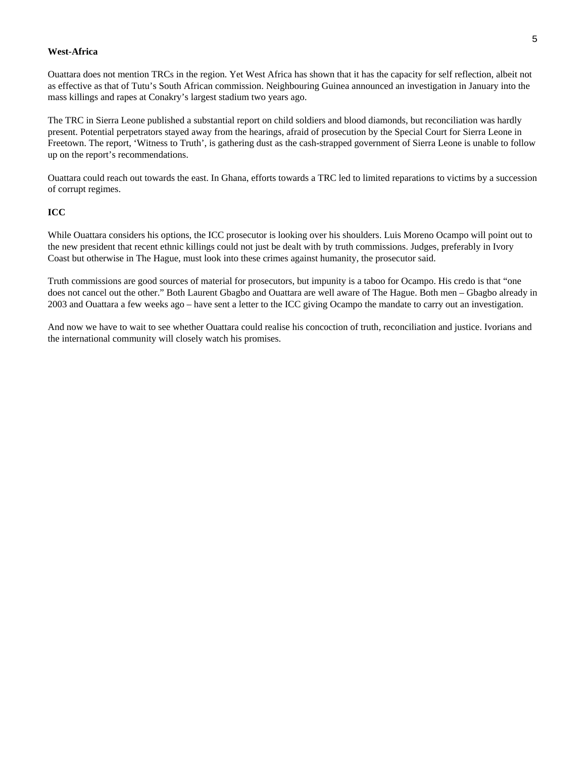**West-Africa**

Ouattara does not mention TRCs in the region. Yet West Africa has shown that it has the capacity for self reflection, albeit not as effective as that of Tutu's South African commission. Neighbouring Guinea announced an investigation in January into the mass killings and rapes at Conakry's largest stadium two years ago.

The TRC in Sierra Leone published a substantial report on child soldiers and blood diamonds, but reconciliation was hardly present. Potential perpetrators stayed away from the hearings, afraid of prosecution by the Special Court for Sierra Leone in Freetown. The report, 'Witness to Truth', is gathering dust as the cash-strapped government of Sierra Leone is unable to follow up on the report's recommendations.

Ouattara could reach out towards the east. In Ghana, efforts towards a TRC led to limited reparations to victims by a succession of corrupt regimes.

**ICC**

While Ouattara considers his options, the ICC prosecutor is looking over his shoulders. Luis Moreno Ocampo will point out to the new president that recent ethnic killings could not just be dealt with by truth commissions. Judges, preferably in Ivory Coast but otherwise in The Hague, must look into these crimes against humanity, the prosecutor said.

Truth commissions are good sources of material for prosecutors, but impunity is a taboo for Ocampo. His credo is that "one does not cancel out the other." Both Laurent Gbagbo and Ouattara are well aware of The Hague. Both men – Gbagbo already in 2003 and Ouattara a few weeks ago – have sent a letter to the ICC giving Ocampo the mandate to carry out an investigation.

And now we have to wait to see whether Ouattara could realise his concoction of truth, reconciliation and justice. Ivorians and the international community will closely watch his promises.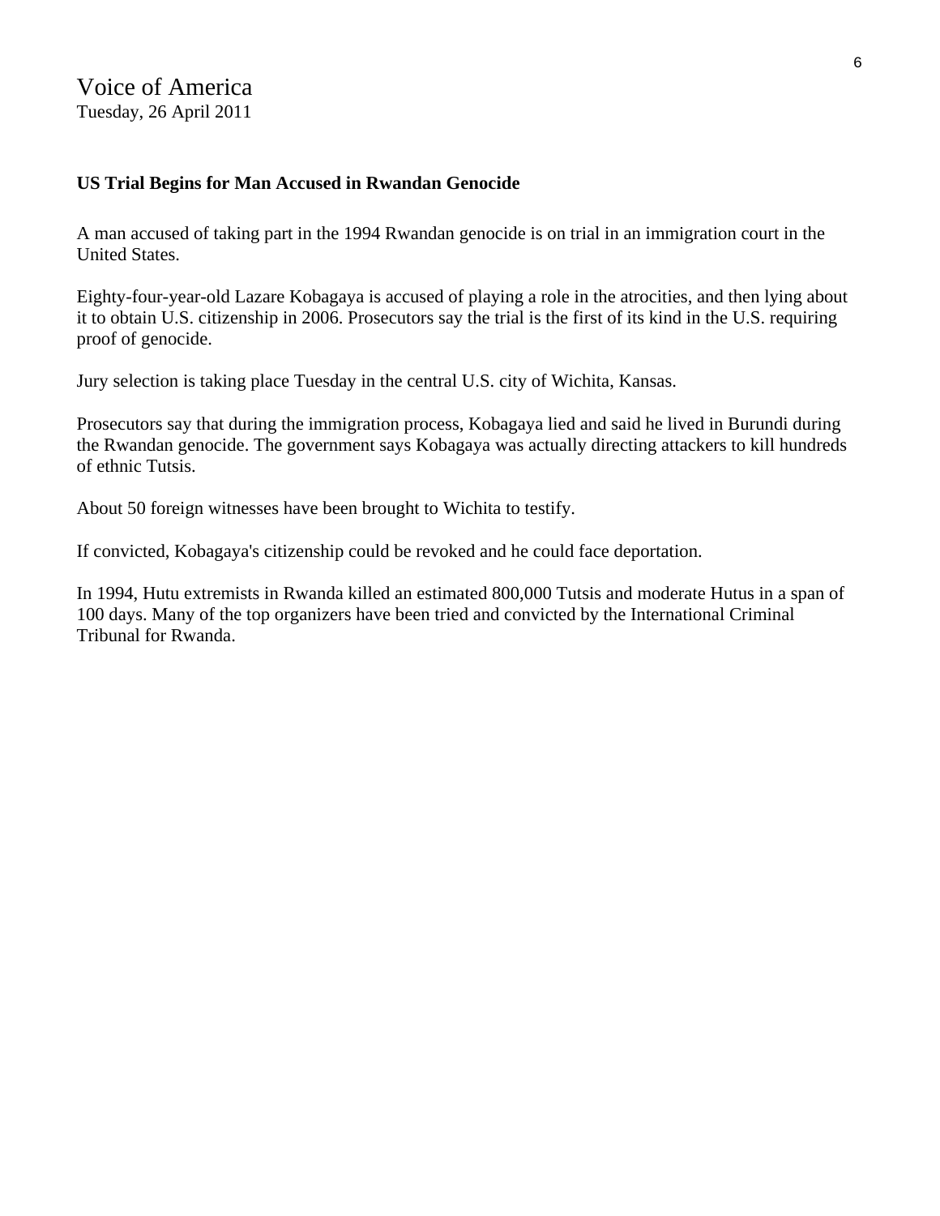Voice of America
Tuesday, 26 April 2011

**US Trial Begins for Man Accused in Rwandan Genocide**

A man accused of taking part in the 1994 Rwandan genocide is on trial in an immigration court in the United States.

Eighty-four-year-old Lazare Kobagaya is accused of playing a role in the atrocities, and then lying about it to obtain U.S. citizenship in 2006. Prosecutors say the trial is the first of its kind in the U.S. requiring proof of genocide.

Jury selection is taking place Tuesday in the central U.S. city of Wichita, Kansas.

Prosecutors say that during the immigration process, Kobagaya lied and said he lived in Burundi during the Rwandan genocide. The government says Kobagaya was actually directing attackers to kill hundreds of ethnic Tutsis.

About 50 foreign witnesses have been brought to Wichita to testify.

If convicted, Kobagaya's citizenship could be revoked and he could face deportation.

In 1994, Hutu extremists in Rwanda killed an estimated 800,000 Tutsis and moderate Hutus in a span of 100 days. Many of the top organizers have been tried and convicted by the International Criminal Tribunal for Rwanda.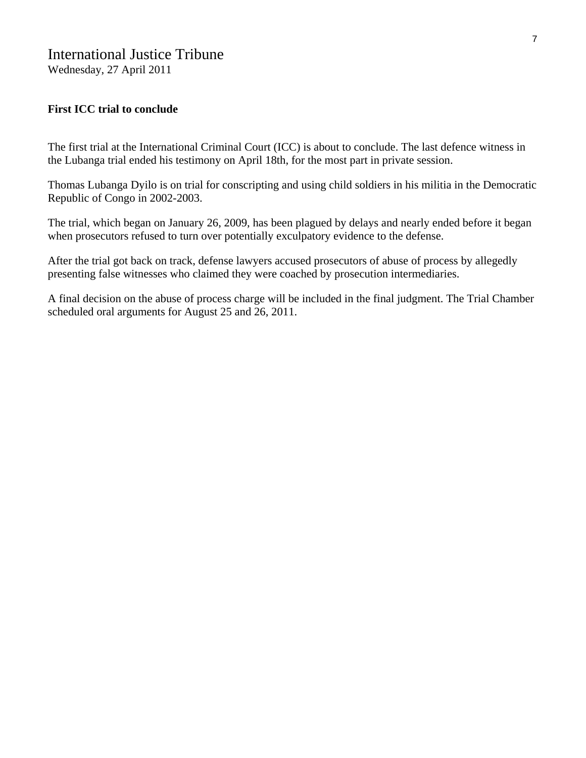International Justice Tribune
Wednesday, 27 April 2011

**First ICC trial to conclude**

The first trial at the International Criminal Court (ICC) is about to conclude. The last defence witness in the Lubanga trial ended his testimony on April 18th, for the most part in private session.

Thomas Lubanga Dyilo is on trial for conscripting and using child soldiers in his militia in the Democratic Republic of Congo in 2002-2003.

The trial, which began on January 26, 2009, has been plagued by delays and nearly ended before it began when prosecutors refused to turn over potentially exculpatory evidence to the defense.

After the trial got back on track, defense lawyers accused prosecutors of abuse of process by allegedly presenting false witnesses who claimed they were coached by prosecution intermediaries.

A final decision on the abuse of process charge will be included in the final judgment. The Trial Chamber scheduled oral arguments for August 25 and 26, 2011.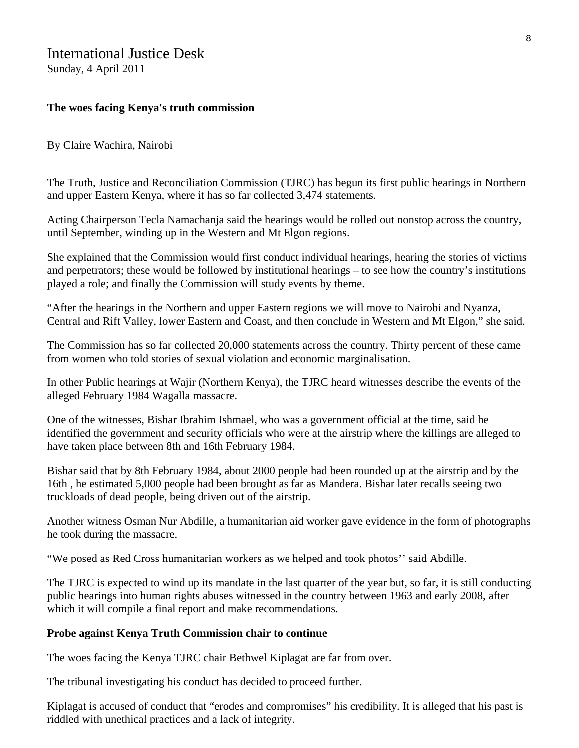International Justice Desk
Sunday, 4 April 2011

**The woes facing Kenya's truth commission**

By Claire Wachira, Nairobi

The Truth, Justice and Reconciliation Commission (TJRC) has begun its first public hearings in Northern and upper Eastern Kenya, where it has so far collected 3,474 statements.

Acting Chairperson Tecla Namachanja said the hearings would be rolled out nonstop across the country, until September, winding up in the Western and Mt Elgon regions.

She explained that the Commission would first conduct individual hearings, hearing the stories of victims and perpetrators; these would be followed by institutional hearings – to see how the country's institutions played a role; and finally the Commission will study events by theme.

"After the hearings in the Northern and upper Eastern regions we will move to Nairobi and Nyanza, Central and Rift Valley, lower Eastern and Coast, and then conclude in Western and Mt Elgon," she said.

The Commission has so far collected 20,000 statements across the country. Thirty percent of these came from women who told stories of sexual violation and economic marginalisation.

In other Public hearings at Wajir (Northern Kenya), the TJRC heard witnesses describe the events of the alleged February 1984 Wagalla massacre.

One of the witnesses, Bishar Ibrahim Ishmael, who was a government official at the time, said he identified the government and security officials who were at the airstrip where the killings are alleged to have taken place between 8th and 16th February 1984.

Bishar said that by 8th February 1984, about 2000 people had been rounded up at the airstrip and by the 16th , he estimated 5,000 people had been brought as far as Mandera. Bishar later recalls seeing two truckloads of dead people, being driven out of the airstrip.

Another witness Osman Nur Abdille, a humanitarian aid worker gave evidence in the form of photographs he took during the massacre.

"We posed as Red Cross humanitarian workers as we helped and took photos'' said Abdille.

The TJRC is expected to wind up its mandate in the last quarter of the year but, so far, it is still conducting public hearings into human rights abuses witnessed in the country between 1963 and early 2008, after which it will compile a final report and make recommendations.

**Probe against Kenya Truth Commission chair to continue**

The woes facing the Kenya TJRC chair Bethwel Kiplagat are far from over.

The tribunal investigating his conduct has decided to proceed further.

Kiplagat is accused of conduct that "erodes and compromises" his credibility. It is alleged that his past is riddled with unethical practices and a lack of integrity.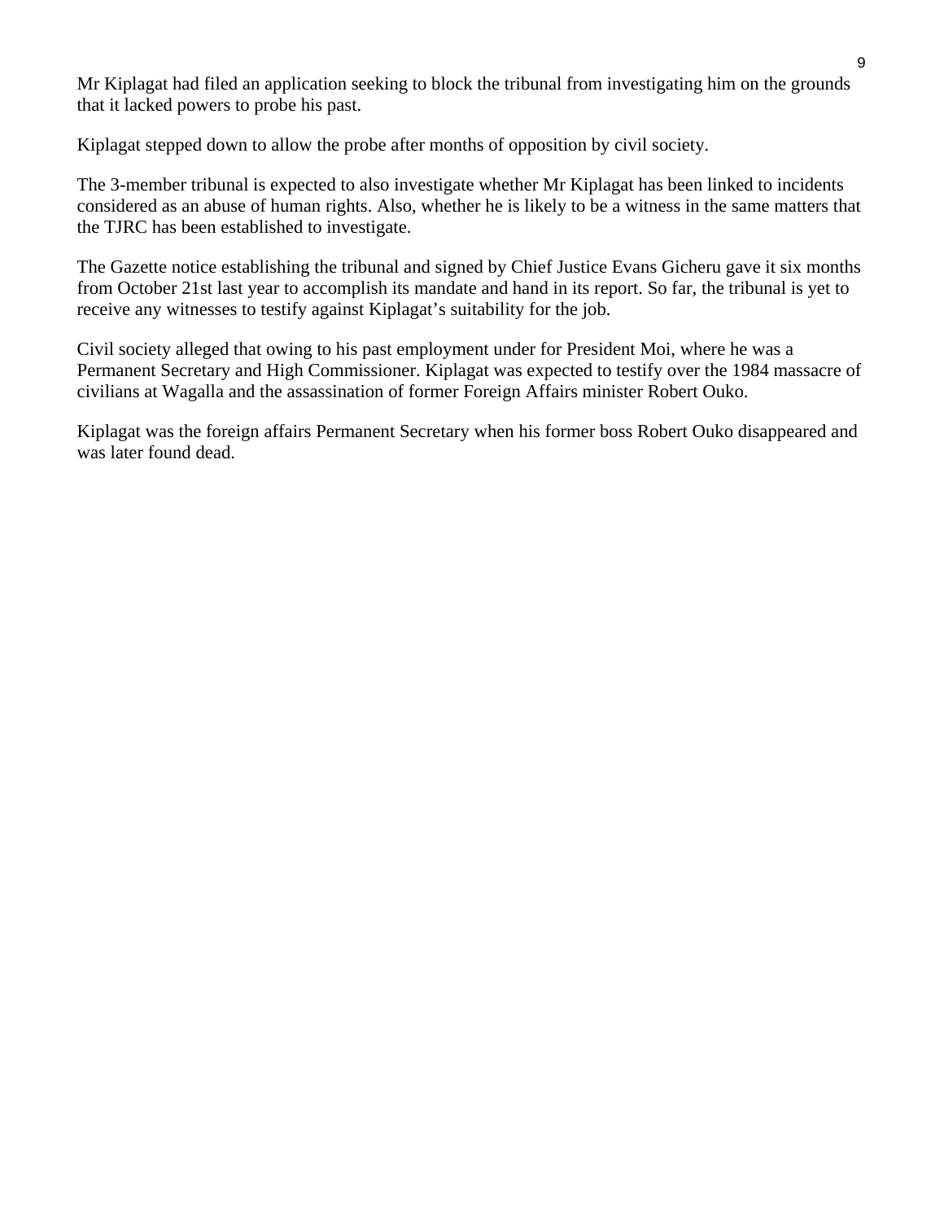Mr Kiplagat had filed an application seeking to block the tribunal from investigating him on the grounds that it lacked powers to probe his past.

Kiplagat stepped down to allow the probe after months of opposition by civil society.

The 3-member tribunal is expected to also investigate whether Mr Kiplagat has been linked to incidents considered as an abuse of human rights. Also, whether he is likely to be a witness in the same matters that the TJRC has been established to investigate.

The Gazette notice establishing the tribunal and signed by Chief Justice Evans Gicheru gave it six months from October 21st last year to accomplish its mandate and hand in its report. So far, the tribunal is yet to receive any witnesses to testify against Kiplagat's suitability for the job.

Civil society alleged that owing to his past employment under for President Moi, where he was a Permanent Secretary and High Commissioner. Kiplagat was expected to testify over the 1984 massacre of civilians at Wagalla and the assassination of former Foreign Affairs minister Robert Ouko.

Kiplagat was the foreign affairs Permanent Secretary when his former boss Robert Ouko disappeared and was later found dead.